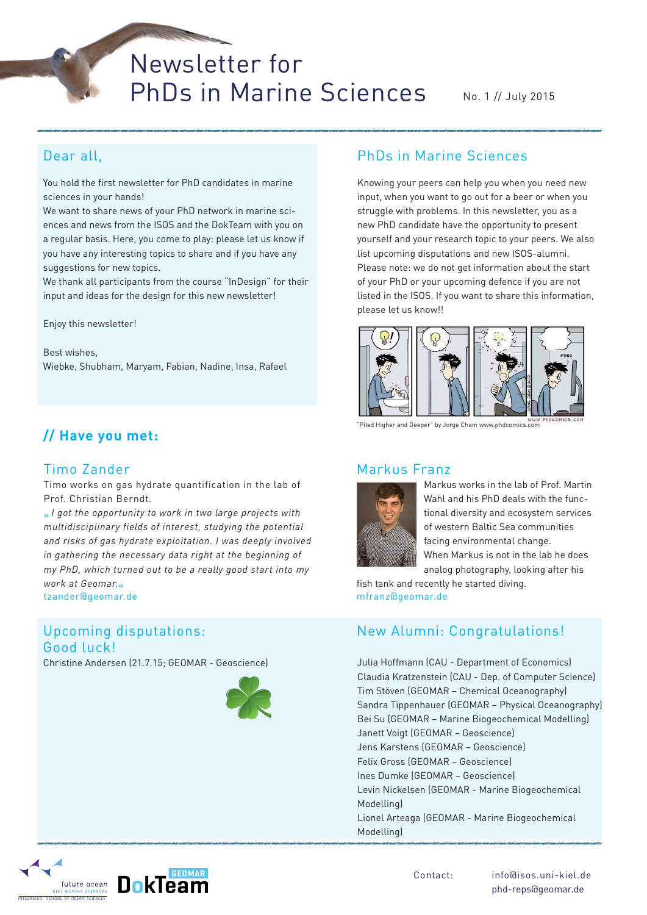# Newsletter for PhDs in Marine Sciences

No. 1 // July 2015

## Dear all,

You hold the first newsletter for PhD candidates in marine sciences in your hands!
We want to share news of your PhD network in marine sciences and news from the ISOS and the DokTeam with you on a regular basis. Here, you come to play: please let us know if you have any interesting topics to share and if you have any suggestions for new topics.
We thank all participants from the course "InDesign" for their input and ideas for the design for this new newsletter!

Enjoy this newsletter!

Best wishes,
Wiebke, Shubham, Maryam, Fabian, Nadine, Insa, Rafael

## PhDs in Marine Sciences

Knowing your peers can help you when you need new input, when you want to go out for a beer or when you struggle with problems. In this newsletter, you as a new PhD candidate have the opportunity to present yourself and your research topic to your peers. We also list upcoming disputations and new ISOS-alumni.
Please note: we do not get information about the start of your PhD or your upcoming defence if you are not listed in the ISOS. If you want to share this information, please let us know!!

"Piled Higher and Deeper" by Jorge Cham www.phdcomics.com

## // Have you met:

### Timo Zander

Timo works on gas hydrate quantification in the lab of Prof. Christian Berndt.

» *I got the opportunity to work in two large projects with multidisciplinary fields of interest, studying the potential and risks of gas hydrate exploitation. I was deeply involved in gathering the necessary data right at the beginning of my PhD, which turned out to be a really good start into my work at Geomar.* «

tzander@geomar.de

### Markus Franz

Markus works in the lab of Prof. Martin Wahl and his PhD deals with the functional diversity and ecosystem services of western Baltic Sea communities facing environmental change.
When Markus is not in the lab he does analog photography, looking after his fish tank and recently he started diving.

mfranz@geomar.de

## Upcoming disputations: Good luck!

Christine Andersen (21.7.15; GEOMAR - Geoscience)

## New Alumni: Congratulations!

Julia Hoffmann (CAU - Department of Economics)
Claudia Kratzenstein (CAU - Dep. of Computer Science)
Tim Stöven (GEOMAR – Chemical Oceanography)
Sandra Tippenhauer (GEOMAR – Physical Oceanography)
Bei Su (GEOMAR – Marine Biogeochemical Modelling)
Janett Voigt (GEOMAR – Geoscience)
Jens Karstens (GEOMAR – Geoscience)
Felix Gross (GEOMAR – Geoscience)
Ines Dumke (GEOMAR – Geoscience)
Levin Nickelsen (GEOMAR - Marine Biogeochemical Modelling)
Lionel Arteaga (GEOMAR - Marine Biogeochemical Modelling)

future ocean – Kiel Marine Sciences – Integrated School of Ocean Sciences | GEOMAR DokTeam

Contact: info@isos.uni-kiel.de
phd-reps@geomar.de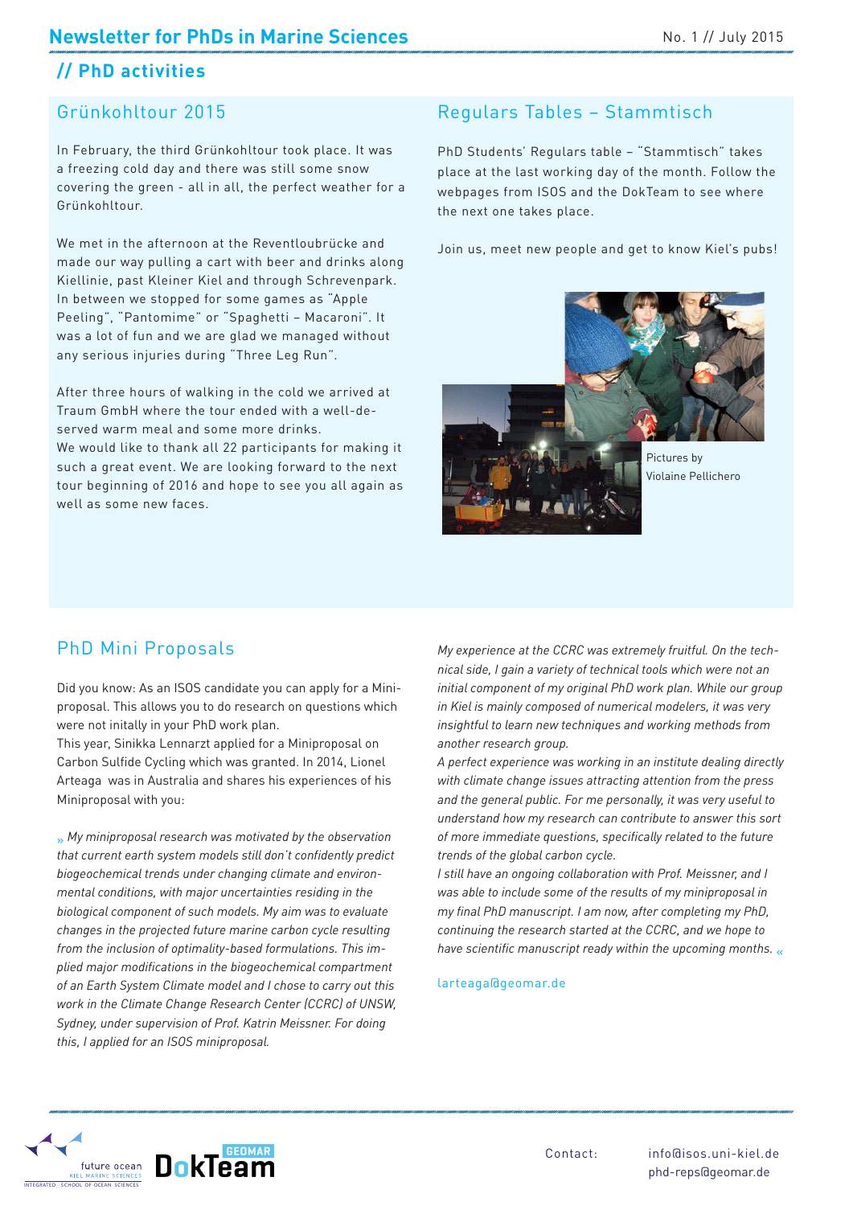## // PhD activities

### Grünkohltour 2015

In February, the third Grünkohltour took place. It was a freezing cold day and there was still some snow covering the green - all in all, the perfect weather for a Grünkohltour.

We met in the afternoon at the Reventloubrücke and made our way pulling a cart with beer and drinks along Kiellinie, past Kleiner Kiel and through Schrevenpark. In between we stopped for some games as "Apple Peeling", "Pantomime" or "Spaghetti – Macaroni". It was a lot of fun and we are glad we managed without any serious injuries during "Three Leg Run".

After three hours of walking in the cold we arrived at Traum GmbH where the tour ended with a well-deserved warm meal and some more drinks.
We would like to thank all 22 participants for making it such a great event. We are looking forward to the next tour beginning of 2016 and hope to see you all again as well as some new faces.

### Regulars Tables – Stammtisch

PhD Students' Regulars table – "Stammtisch" takes place at the last working day of the month. Follow the webpages from ISOS and the DokTeam to see where the next one takes place.

Join us, meet new people and get to know Kiel's pubs!

Pictures by Violaine Pellichero

### PhD Mini Proposals

Did you know: As an ISOS candidate you can apply for a Mini-proposal. This allows you to do research on questions which were not initally in your PhD work plan.
This year, Sinikka Lennarzt applied for a Miniproposal on Carbon Sulfide Cycling which was granted. In 2014, Lionel Arteaga was in Australia and shares his experiences of his Miniproposal with you:

» *My miniproposal research was motivated by the observation that current earth system models still don't confidently predict biogeochemical trends under changing climate and environmental conditions, with major uncertainties residing in the biological component of such models. My aim was to evaluate changes in the projected future marine carbon cycle resulting from the inclusion of optimality-based formulations. This implied major modifications in the biogeochemical compartment of an Earth System Climate model and I chose to carry out this work in the Climate Change Research Center (CCRC) of UNSW, Sydney, under supervision of Prof. Katrin Meissner. For doing this, I applied for an ISOS miniproposal.*

*My experience at the CCRC was extremely fruitful. On the technical side, I gain a variety of technical tools which were not an initial component of my original PhD work plan. While our group in Kiel is mainly composed of numerical modelers, it was very insightful to learn new techniques and working methods from another research group.*
*A perfect experience was working in an institute dealing directly with climate change issues attracting attention from the press and the general public. For me personally, it was very useful to understand how my research can contribute to answer this sort of more immediate questions, specifically related to the future trends of the global carbon cycle.*
*I still have an ongoing collaboration with Prof. Meissner, and I was able to include some of the results of my miniproposal in my final PhD manuscript. I am now, after completing my PhD, continuing the research started at the CCRC, and we hope to have scientific manuscript ready within the upcoming months.* «

larteaga@geomar.de

Contact: info@isos.uni-kiel.de
phd-reps@geomar.de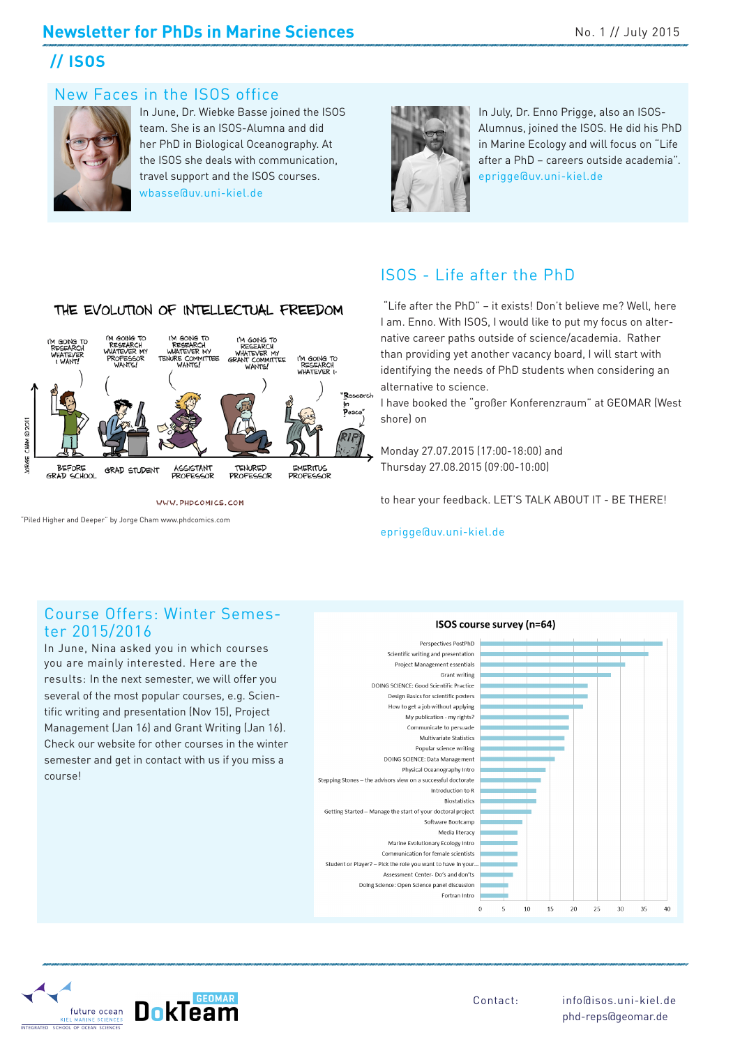# // ISOS

## New Faces in the ISOS office

In June, Dr. Wiebke Basse joined the ISOS team. She is an ISOS-Alumna and did her PhD in Biological Oceanography. At the ISOS she deals with communication, travel support and the ISOS courses.
wbasse@uv.uni-kiel.de

In July, Dr. Enno Prigge, also an ISOS-Alumnus, joined the ISOS. He did his PhD in Marine Ecology and will focus on "Life after a PhD – careers outside academia".
eprigge@uv.uni-kiel.de

"Piled Higher and Deeper" by Jorge Cham www.phdcomics.com

## ISOS - Life after the PhD

"Life after the PhD" – it exists! Don't believe me? Well, here I am. Enno. With ISOS, I would like to put my focus on alternative career paths outside of science/academia. Rather than providing yet another vacancy board, I will start with identifying the needs of PhD students when considering an alternative to science.

I have booked the "großer Konferenzraum" at GEOMAR (West shore) on

Monday 27.07.2015 (17:00-18:00) and
Thursday 27.08.2015 (09:00-10:00)

to hear your feedback. LET'S TALK ABOUT IT - BE THERE!

eprigge@uv.uni-kiel.de

## Course Offers: Winter Semester 2015/2016

In June, Nina asked you in which courses you are mainly interested. Here are the results: In the next semester, we will offer you several of the most popular courses, e.g. Scientific writing and presentation (Nov 15), Project Management (Jan 16) and Grant Writing (Jan 16). Check our website for other courses in the winter semester and get in contact with us if you miss a course!

**ISOS course survey (n=64)**

- Perspectives PostPhD
- Scientific writing and presentation
- Project Management essentials
- Grant writing
- DOING SCIENCE: Good Scientific Practice
- Design Basics for scientific posters
- How to get a job without applying
- My publication - my rights?
- Communicate to persuade
- Multivariate Statistics
- Popular science writing
- DOING SCIENCE: Data Management
- Physical Oceanography Intro
- Stepping Stones – the advisors view on a successful doctorate
- Introduction to R
- Biostatistics
- Getting Started – Manage the start of your doctoral project
- Software Bootcamp
- Media literacy
- Marine Evolutionary Ecology Intro
- Communication for female scientists
- Student or Player? – Pick the role you want to have in your...
- Assessment Center- Do's and don'ts
- Doing Science: Open Science panel discussion
- Fortran Intro

Contact: info@isos.uni-kiel.de
phd-reps@geomar.de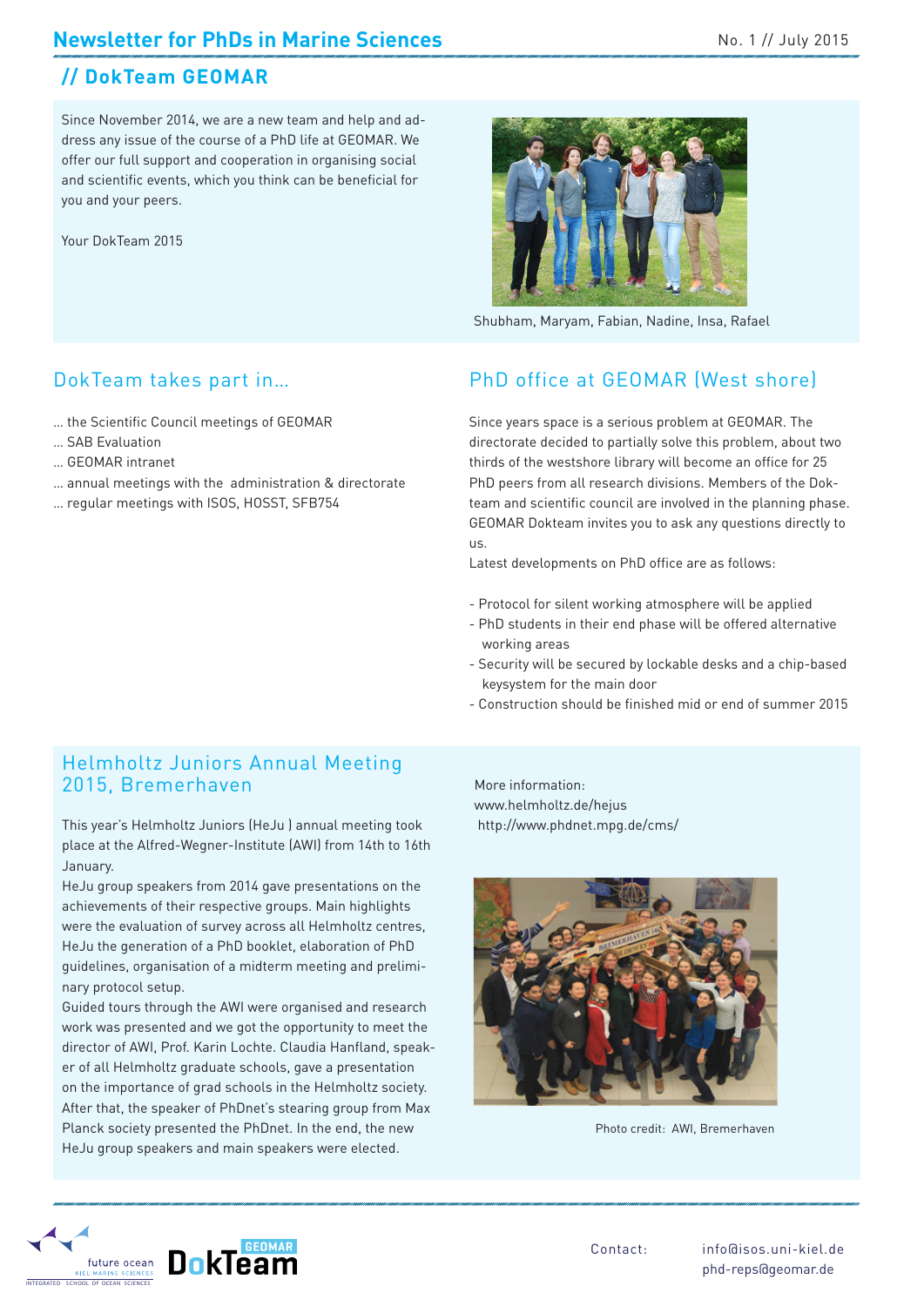# Newsletter for PhDs in Marine Sciences

No. 1 // July 2015

## // DokTeam GEOMAR

Since November 2014, we are a new team and help and address any issue of the course of a PhD life at GEOMAR. We offer our full support and cooperation in organising social and scientific events, which you think can be beneficial for you and your peers.

Your DokTeam 2015

Shubham, Maryam, Fabian, Nadine, Insa, Rafael

## DokTeam takes part in...

... the Scientific Council meetings of GEOMAR
... SAB Evaluation
... GEOMAR intranet
... annual meetings with the administration & directorate
... regular meetings with ISOS, HOSST, SFB754

## PhD office at GEOMAR (West shore)

Since years space is a serious problem at GEOMAR. The directorate decided to partially solve this problem, about two thirds of the westshore library will become an office for 25 PhD peers from all research divisions. Members of the Dokteam and scientific council are involved in the planning phase. GEOMAR Dokteam invites you to ask any questions directly to us.

Latest developments on PhD office are as follows:

- Protocol for silent working atmosphere will be applied
- PhD students in their end phase will be offered alternative working areas
- Security will be secured by lockable desks and a chip-based keysystem for the main door
- Construction should be finished mid or end of summer 2015

## Helmholtz Juniors Annual Meeting 2015, Bremerhaven

This year's Helmholtz Juniors (HeJu ) annual meeting took place at the Alfred-Wegner-Institute (AWI) from 14th to 16th January.

HeJu group speakers from 2014 gave presentations on the achievements of their respective groups. Main highlights were the evaluation of survey across all Helmholtz centres, HeJu the generation of a PhD booklet, elaboration of PhD guidelines, organisation of a midterm meeting and preliminary protocol setup.

Guided tours through the AWI were organised and research work was presented and we got the opportunity to meet the director of AWI, Prof. Karin Lochte. Claudia Hanfland, speaker of all Helmholtz graduate schools, gave a presentation on the importance of grad schools in the Helmholtz society. After that, the speaker of PhDnet's stearing group from Max Planck society presented the PhDnet. In the end, the new HeJu group speakers and main speakers were elected.

More information:
www.helmholtz.de/hejus
http://www.phdnet.mpg.de/cms/

Photo credit: AWI, Bremerhaven

Contact: info@isos.uni-kiel.de
phd-reps@geomar.de